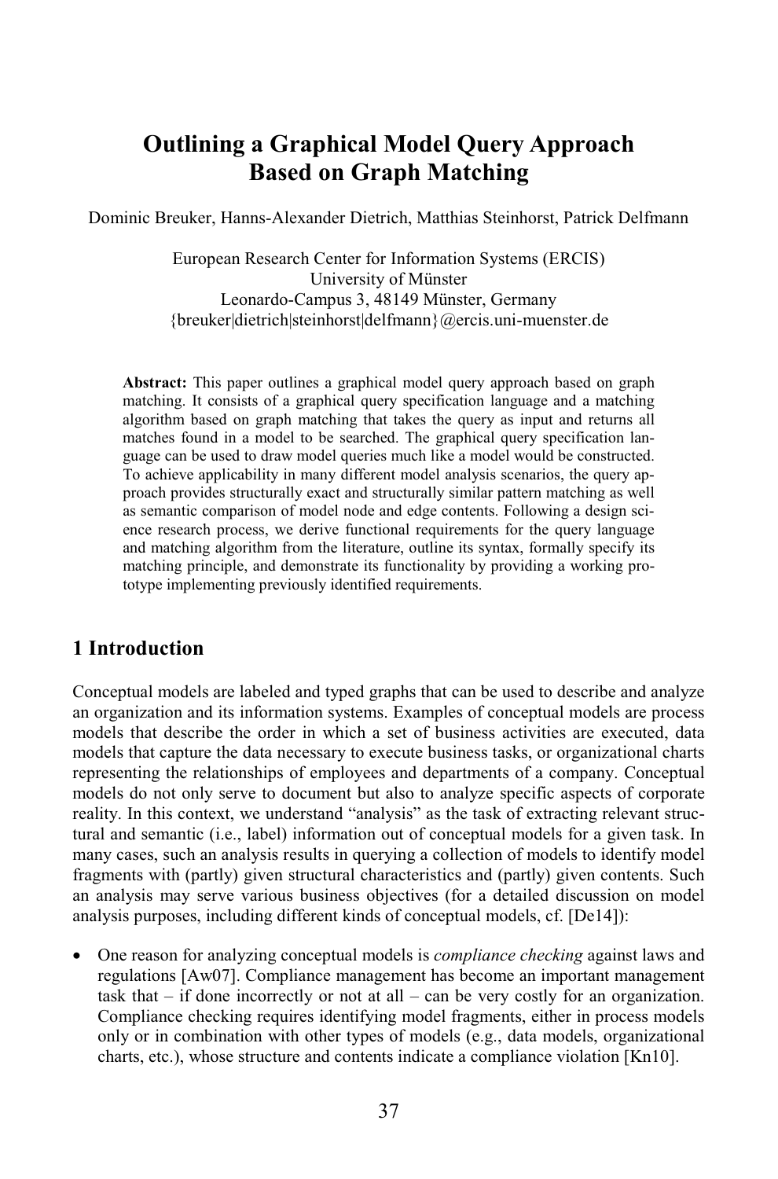# Outlining a Graphical Model Query Approach Based on Graph Matching

Dominic Breuker, Hanns-Alexander Dietrich, Matthias Steinhorst, Patrick Delfmann

European Research Center for Information Systems (ERCIS)
University of Münster
Leonardo-Campus 3, 48149 Münster, Germany
{breuker|dietrich|steinhorst|delfmann}@ercis.uni-muenster.de

**Abstract:** This paper outlines a graphical model query approach based on graph matching. It consists of a graphical query specification language and a matching algorithm based on graph matching that takes the query as input and returns all matches found in a model to be searched. The graphical query specification language can be used to draw model queries much like a model would be constructed. To achieve applicability in many different model analysis scenarios, the query approach provides structurally exact and structurally similar pattern matching as well as semantic comparison of model node and edge contents. Following a design science research process, we derive functional requirements for the query language and matching algorithm from the literature, outline its syntax, formally specify its matching principle, and demonstrate its functionality by providing a working prototype implementing previously identified requirements.

## 1 Introduction

Conceptual models are labeled and typed graphs that can be used to describe and analyze an organization and its information systems. Examples of conceptual models are process models that describe the order in which a set of business activities are executed, data models that capture the data necessary to execute business tasks, or organizational charts representing the relationships of employees and departments of a company. Conceptual models do not only serve to document but also to analyze specific aspects of corporate reality. In this context, we understand "analysis" as the task of extracting relevant structural and semantic (i.e., label) information out of conceptual models for a given task. In many cases, such an analysis results in querying a collection of models to identify model fragments with (partly) given structural characteristics and (partly) given contents. Such an analysis may serve various business objectives (for a detailed discussion on model analysis purposes, including different kinds of conceptual models, cf. [De14]):

- One reason for analyzing conceptual models is *compliance checking* against laws and regulations [Aw07]. Compliance management has become an important management task that – if done incorrectly or not at all – can be very costly for an organization. Compliance checking requires identifying model fragments, either in process models only or in combination with other types of models (e.g., data models, organizational charts, etc.), whose structure and contents indicate a compliance violation [Kn10].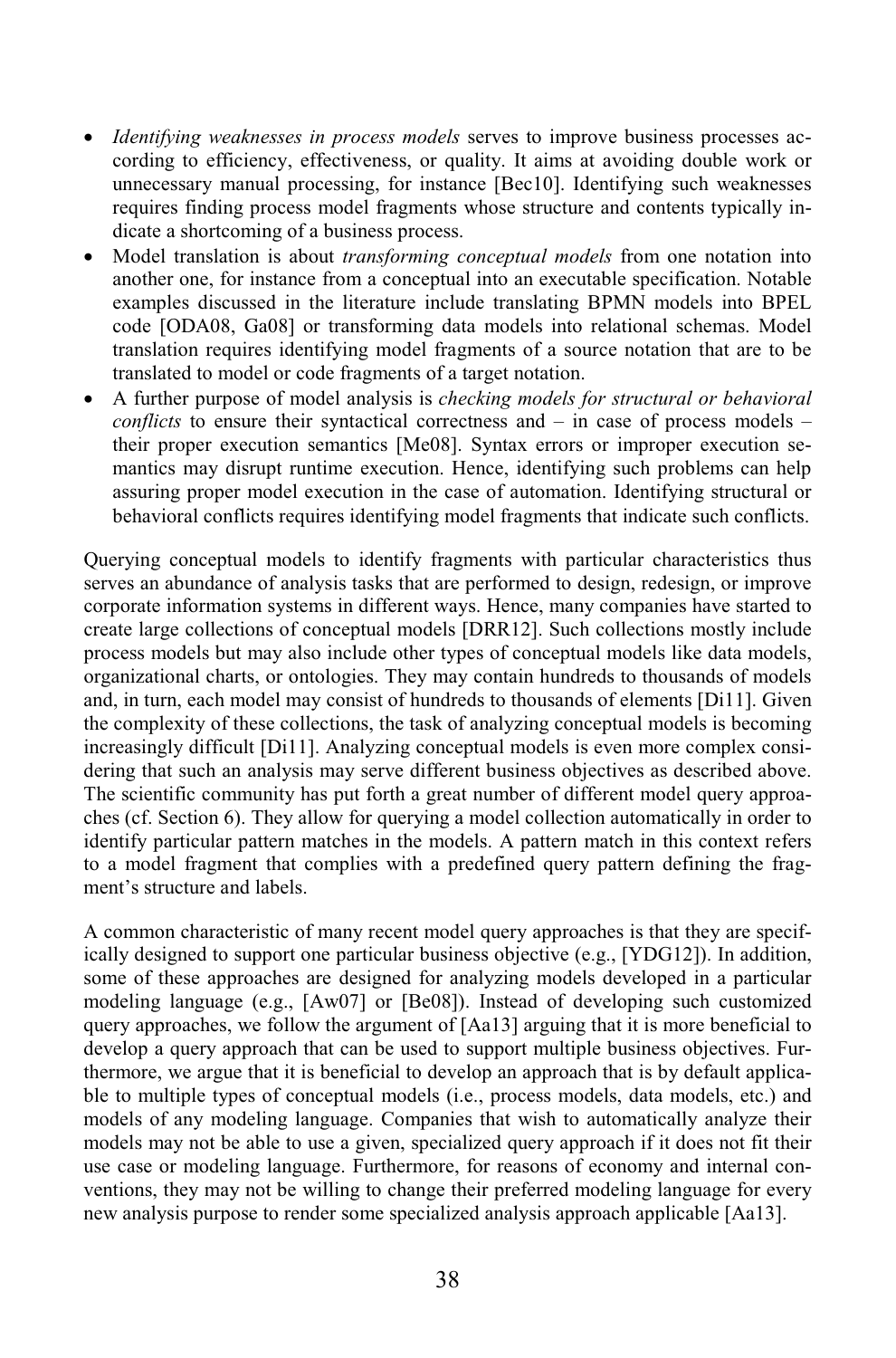- *Identifying weaknesses in process models* serves to improve business processes according to efficiency, effectiveness, or quality. It aims at avoiding double work or unnecessary manual processing, for instance [Bec10]. Identifying such weaknesses requires finding process model fragments whose structure and contents typically indicate a shortcoming of a business process.
- Model translation is about *transforming conceptual models* from one notation into another one, for instance from a conceptual into an executable specification. Notable examples discussed in the literature include translating BPMN models into BPEL code [ODA08, Ga08] or transforming data models into relational schemas. Model translation requires identifying model fragments of a source notation that are to be translated to model or code fragments of a target notation.
- A further purpose of model analysis is *checking models for structural or behavioral conflicts* to ensure their syntactical correctness and – in case of process models – their proper execution semantics [Me08]. Syntax errors or improper execution semantics may disrupt runtime execution. Hence, identifying such problems can help assuring proper model execution in the case of automation. Identifying structural or behavioral conflicts requires identifying model fragments that indicate such conflicts.

Querying conceptual models to identify fragments with particular characteristics thus serves an abundance of analysis tasks that are performed to design, redesign, or improve corporate information systems in different ways. Hence, many companies have started to create large collections of conceptual models [DRR12]. Such collections mostly include process models but may also include other types of conceptual models like data models, organizational charts, or ontologies. They may contain hundreds to thousands of models and, in turn, each model may consist of hundreds to thousands of elements [Di11]. Given the complexity of these collections, the task of analyzing conceptual models is becoming increasingly difficult [Di11]. Analyzing conceptual models is even more complex considering that such an analysis may serve different business objectives as described above. The scientific community has put forth a great number of different model query approaches (cf. Section 6). They allow for querying a model collection automatically in order to identify particular pattern matches in the models. A pattern match in this context refers to a model fragment that complies with a predefined query pattern defining the fragment's structure and labels.

A common characteristic of many recent model query approaches is that they are specifically designed to support one particular business objective (e.g., [YDG12]). In addition, some of these approaches are designed for analyzing models developed in a particular modeling language (e.g., [Aw07] or [Be08]). Instead of developing such customized query approaches, we follow the argument of [Aa13] arguing that it is more beneficial to develop a query approach that can be used to support multiple business objectives. Furthermore, we argue that it is beneficial to develop an approach that is by default applicable to multiple types of conceptual models (i.e., process models, data models, etc.) and models of any modeling language. Companies that wish to automatically analyze their models may not be able to use a given, specialized query approach if it does not fit their use case or modeling language. Furthermore, for reasons of economy and internal conventions, they may not be willing to change their preferred modeling language for every new analysis purpose to render some specialized analysis approach applicable [Aa13].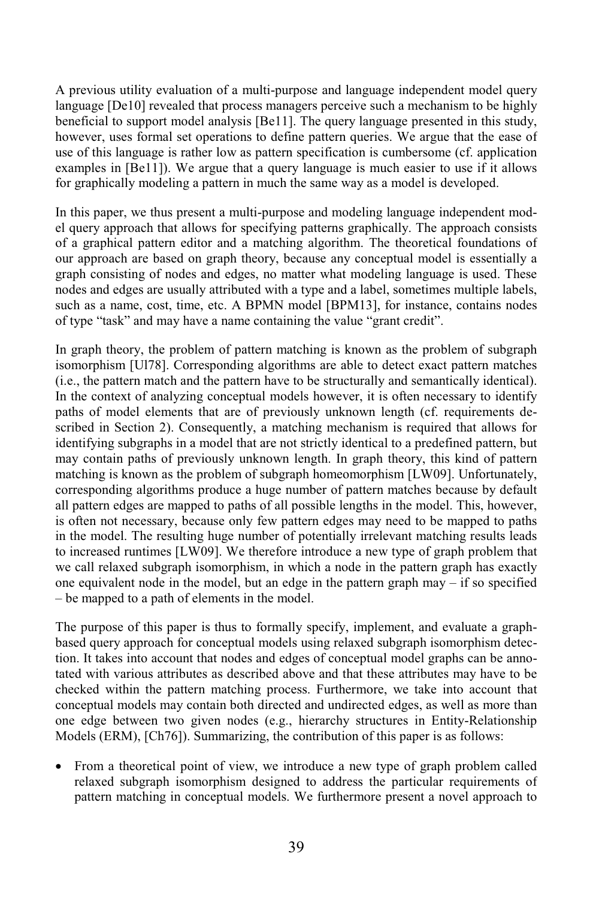A previous utility evaluation of a multi-purpose and language independent model query language [De10] revealed that process managers perceive such a mechanism to be highly beneficial to support model analysis [Be11]. The query language presented in this study, however, uses formal set operations to define pattern queries. We argue that the ease of use of this language is rather low as pattern specification is cumbersome (cf. application examples in [Be11]). We argue that a query language is much easier to use if it allows for graphically modeling a pattern in much the same way as a model is developed.

In this paper, we thus present a multi-purpose and modeling language independent model query approach that allows for specifying patterns graphically. The approach consists of a graphical pattern editor and a matching algorithm. The theoretical foundations of our approach are based on graph theory, because any conceptual model is essentially a graph consisting of nodes and edges, no matter what modeling language is used. These nodes and edges are usually attributed with a type and a label, sometimes multiple labels, such as a name, cost, time, etc. A BPMN model [BPM13], for instance, contains nodes of type "task" and may have a name containing the value "grant credit".

In graph theory, the problem of pattern matching is known as the problem of subgraph isomorphism [Ul78]. Corresponding algorithms are able to detect exact pattern matches (i.e., the pattern match and the pattern have to be structurally and semantically identical). In the context of analyzing conceptual models however, it is often necessary to identify paths of model elements that are of previously unknown length (cf. requirements described in Section 2). Consequently, a matching mechanism is required that allows for identifying subgraphs in a model that are not strictly identical to a predefined pattern, but may contain paths of previously unknown length. In graph theory, this kind of pattern matching is known as the problem of subgraph homeomorphism [LW09]. Unfortunately, corresponding algorithms produce a huge number of pattern matches because by default all pattern edges are mapped to paths of all possible lengths in the model. This, however, is often not necessary, because only few pattern edges may need to be mapped to paths in the model. The resulting huge number of potentially irrelevant matching results leads to increased runtimes [LW09]. We therefore introduce a new type of graph problem that we call relaxed subgraph isomorphism, in which a node in the pattern graph has exactly one equivalent node in the model, but an edge in the pattern graph may – if so specified – be mapped to a path of elements in the model.

The purpose of this paper is thus to formally specify, implement, and evaluate a graph-based query approach for conceptual models using relaxed subgraph isomorphism detection. It takes into account that nodes and edges of conceptual model graphs can be annotated with various attributes as described above and that these attributes may have to be checked within the pattern matching process. Furthermore, we take into account that conceptual models may contain both directed and undirected edges, as well as more than one edge between two given nodes (e.g., hierarchy structures in Entity-Relationship Models (ERM), [Ch76]). Summarizing, the contribution of this paper is as follows:

- From a theoretical point of view, we introduce a new type of graph problem called relaxed subgraph isomorphism designed to address the particular requirements of pattern matching in conceptual models. We furthermore present a novel approach to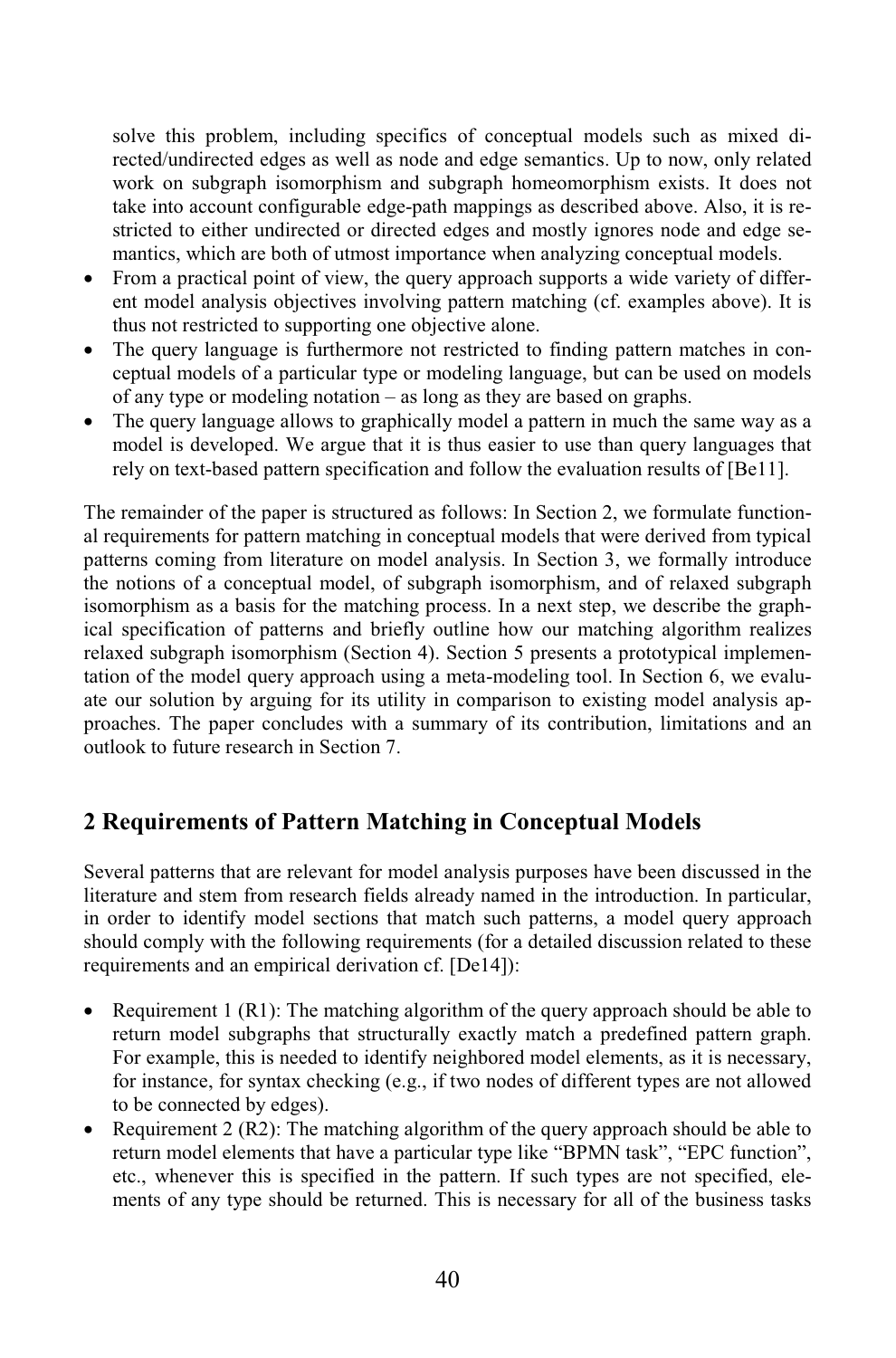solve this problem, including specifics of conceptual models such as mixed directed/undirected edges as well as node and edge semantics. Up to now, only related work on subgraph isomorphism and subgraph homeomorphism exists. It does not take into account configurable edge-path mappings as described above. Also, it is restricted to either undirected or directed edges and mostly ignores node and edge semantics, which are both of utmost importance when analyzing conceptual models.

- From a practical point of view, the query approach supports a wide variety of different model analysis objectives involving pattern matching (cf. examples above). It is thus not restricted to supporting one objective alone.
- The query language is furthermore not restricted to finding pattern matches in conceptual models of a particular type or modeling language, but can be used on models of any type or modeling notation – as long as they are based on graphs.
- The query language allows to graphically model a pattern in much the same way as a model is developed. We argue that it is thus easier to use than query languages that rely on text-based pattern specification and follow the evaluation results of [Be11].

The remainder of the paper is structured as follows: In Section 2, we formulate functional requirements for pattern matching in conceptual models that were derived from typical patterns coming from literature on model analysis. In Section 3, we formally introduce the notions of a conceptual model, of subgraph isomorphism, and of relaxed subgraph isomorphism as a basis for the matching process. In a next step, we describe the graphical specification of patterns and briefly outline how our matching algorithm realizes relaxed subgraph isomorphism (Section 4). Section 5 presents a prototypical implementation of the model query approach using a meta-modeling tool. In Section 6, we evaluate our solution by arguing for its utility in comparison to existing model analysis approaches. The paper concludes with a summary of its contribution, limitations and an outlook to future research in Section 7.

## 2 Requirements of Pattern Matching in Conceptual Models

Several patterns that are relevant for model analysis purposes have been discussed in the literature and stem from research fields already named in the introduction. In particular, in order to identify model sections that match such patterns, a model query approach should comply with the following requirements (for a detailed discussion related to these requirements and an empirical derivation cf. [De14]):

- Requirement 1 (R1): The matching algorithm of the query approach should be able to return model subgraphs that structurally exactly match a predefined pattern graph. For example, this is needed to identify neighbored model elements, as it is necessary, for instance, for syntax checking (e.g., if two nodes of different types are not allowed to be connected by edges).
- Requirement 2 (R2): The matching algorithm of the query approach should be able to return model elements that have a particular type like "BPMN task", "EPC function", etc., whenever this is specified in the pattern. If such types are not specified, elements of any type should be returned. This is necessary for all of the business tasks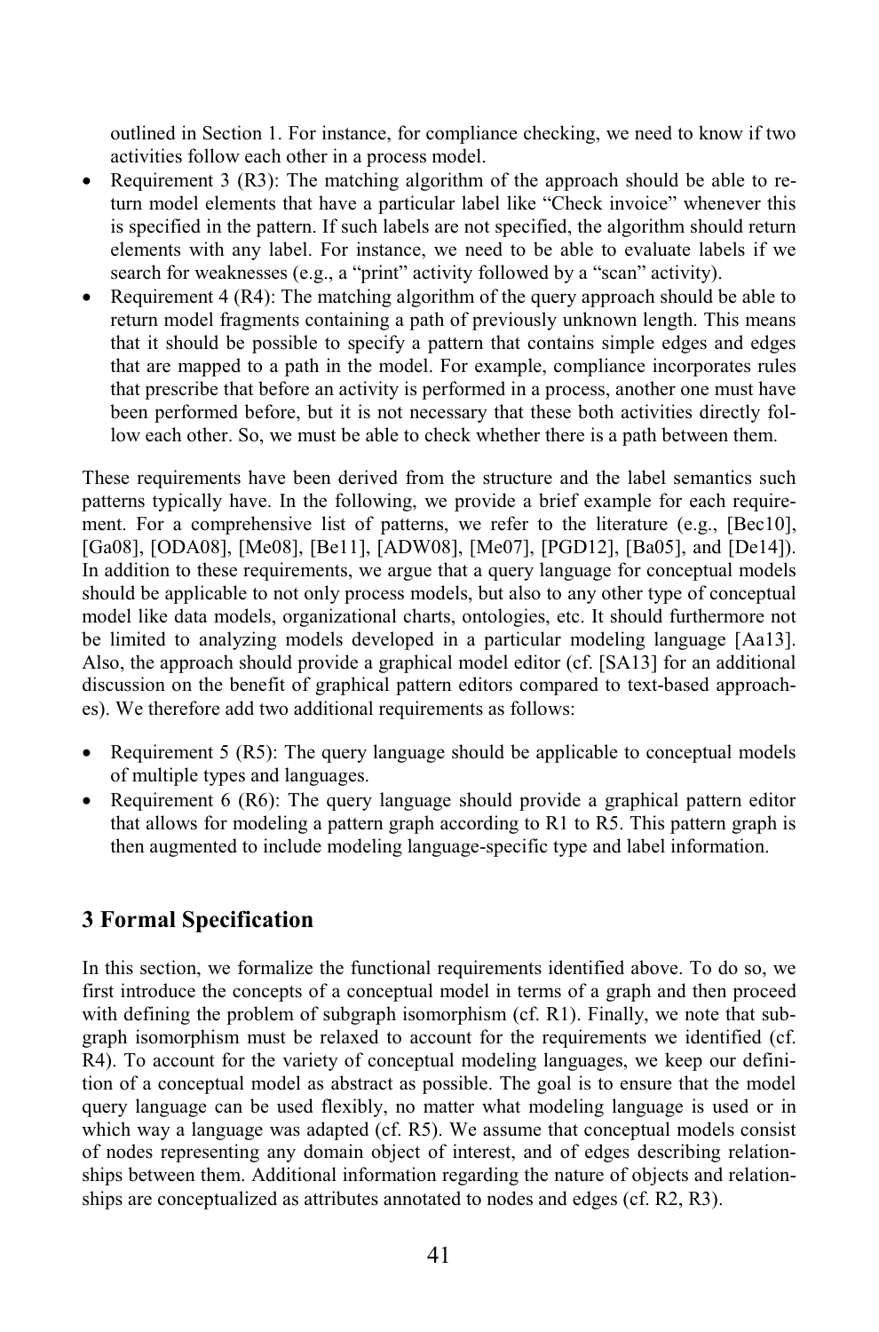outlined in Section 1. For instance, for compliance checking, we need to know if two activities follow each other in a process model.

- Requirement 3 (R3): The matching algorithm of the approach should be able to return model elements that have a particular label like "Check invoice" whenever this is specified in the pattern. If such labels are not specified, the algorithm should return elements with any label. For instance, we need to be able to evaluate labels if we search for weaknesses (e.g., a "print" activity followed by a "scan" activity).
- Requirement 4 (R4): The matching algorithm of the query approach should be able to return model fragments containing a path of previously unknown length. This means that it should be possible to specify a pattern that contains simple edges and edges that are mapped to a path in the model. For example, compliance incorporates rules that prescribe that before an activity is performed in a process, another one must have been performed before, but it is not necessary that these both activities directly follow each other. So, we must be able to check whether there is a path between them.

These requirements have been derived from the structure and the label semantics such patterns typically have. In the following, we provide a brief example for each requirement. For a comprehensive list of patterns, we refer to the literature (e.g., [Bec10], [Ga08], [ODA08], [Me08], [Be11], [ADW08], [Me07], [PGD12], [Ba05], and [De14]). In addition to these requirements, we argue that a query language for conceptual models should be applicable to not only process models, but also to any other type of conceptual model like data models, organizational charts, ontologies, etc. It should furthermore not be limited to analyzing models developed in a particular modeling language [Aa13]. Also, the approach should provide a graphical model editor (cf. [SA13] for an additional discussion on the benefit of graphical pattern editors compared to text-based approaches). We therefore add two additional requirements as follows:

- Requirement 5 (R5): The query language should be applicable to conceptual models of multiple types and languages.
- Requirement 6 (R6): The query language should provide a graphical pattern editor that allows for modeling a pattern graph according to R1 to R5. This pattern graph is then augmented to include modeling language-specific type and label information.

## 3 Formal Specification

In this section, we formalize the functional requirements identified above. To do so, we first introduce the concepts of a conceptual model in terms of a graph and then proceed with defining the problem of subgraph isomorphism (cf. R1). Finally, we note that subgraph isomorphism must be relaxed to account for the requirements we identified (cf. R4). To account for the variety of conceptual modeling languages, we keep our definition of a conceptual model as abstract as possible. The goal is to ensure that the model query language can be used flexibly, no matter what modeling language is used or in which way a language was adapted (cf. R5). We assume that conceptual models consist of nodes representing any domain object of interest, and of edges describing relationships between them. Additional information regarding the nature of objects and relationships are conceptualized as attributes annotated to nodes and edges (cf. R2, R3).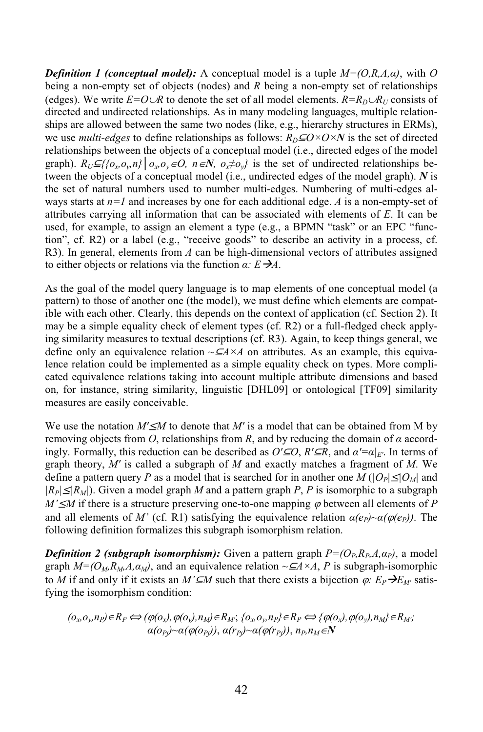***Definition 1 (conceptual model):*** A conceptual model is a tuple $M=(O,R,A,\alpha)$, with $O$ being a non-empty set of objects (nodes) and $R$ being a non-empty set of relationships (edges). We write $E=O\cup R$ to denote the set of all model elements. $R=R_D\cup R_U$ consists of directed and undirected relationships. As in many modeling languages, multiple relationships are allowed between the same two nodes (like, e.g., hierarchy structures in ERMs), we use *multi-edges* to define relationships as follows: $R_D\subseteq O\times O\times \boldsymbol{N}$ is the set of directed relationships between the objects of a conceptual model (i.e., directed edges of the model graph). $R_U\subseteq\{\{o_x,o_y,n\}\mid o_x,o_y\in O,\ n\in \boldsymbol{N},\ o_x\neq o_y\}$ is the set of undirected relationships between the objects of a conceptual model (i.e., undirected edges of the model graph). $\boldsymbol{N}$ is the set of natural numbers used to number multi-edges. Numbering of multi-edges always starts at $n=1$ and increases by one for each additional edge. $A$ is a non-empty-set of attributes carrying all information that can be associated with elements of $E$. It can be used, for example, to assign an element a type (e.g., a BPMN "task" or an EPC "function", cf. R2) or a label (e.g., "receive goods" to describe an activity in a process, cf. R3). In general, elements from $A$ can be high-dimensional vectors of attributes assigned to either objects or relations via the function $\alpha\colon E\rightarrow A$.

As the goal of the model query language is to map elements of one conceptual model (a pattern) to those of another one (the model), we must define which elements are compatible with each other. Clearly, this depends on the context of application (cf. Section 2). It may be a simple equality check of element types (cf. R2) or a full-fledged check applying similarity measures to textual descriptions (cf. R3). Again, to keep things general, we define only an equivalence relation $\sim\subseteq A\times A$ on attributes. As an example, this equivalence relation could be implemented as a simple equality check on types. More complicated equivalence relations taking into account multiple attribute dimensions and based on, for instance, string similarity, linguistic [DHL09] or ontological [TF09] similarity measures are easily conceivable.

We use the notation $M'\leq M$ to denote that $M'$ is a model that can be obtained from M by removing objects from $O$, relationships from $R$, and by reducing the domain of $\alpha$ accordingly. Formally, this reduction can be described as $O'\subseteq O$, $R'\subseteq R$, and $\alpha'=\alpha|_{E'}$. In terms of graph theory, $M'$ is called a subgraph of $M$ and exactly matches a fragment of $M$. We define a pattern query $P$ as a model that is searched for in another one $M$ ($|O_P|\leq|O_M|$ and $|R_P|\leq|R_M|$). Given a model graph $M$ and a pattern graph $P$, $P$ is isomorphic to a subgraph $M'\leq M$ if there is a structure preserving one-to-one mapping $\varphi$ between all elements of $P$ and all elements of $M'$ (cf. R1) satisfying the equivalence relation $\alpha(e_P)\sim\alpha(\varphi(e_P))$. The following definition formalizes this subgraph isomorphism relation.

***Definition 2 (subgraph isomorphism):*** Given a pattern graph $P=(O_P,R_P,A,\alpha_P)$, a model graph $M=(O_M,R_M,A,\alpha_M)$, and an equivalence relation $\sim\subseteq A\times A$, $P$ is subgraph-isomorphic to $M$ if and only if it exists an $M'\subseteq M$ such that there exists a bijection $\varphi\colon E_P\rightarrow E_{M'}$ satisfying the isomorphism condition:

$$(o_x,o_y,n_P)\in R_P \Leftrightarrow (\varphi(o_x),\varphi(o_y),n_M)\in R_{M'};\ \{o_x,o_y,n_P\}\in R_P \Leftrightarrow \{\varphi(o_x),\varphi(o_y),n_M\}\in R_{M'};$$
$$\alpha(o_{Pj})\sim\alpha(\varphi(o_{Pj})),\ \alpha(r_{Pj})\sim\alpha(\varphi(r_{Pj})),\ n_P,n_M\in \boldsymbol{N}$$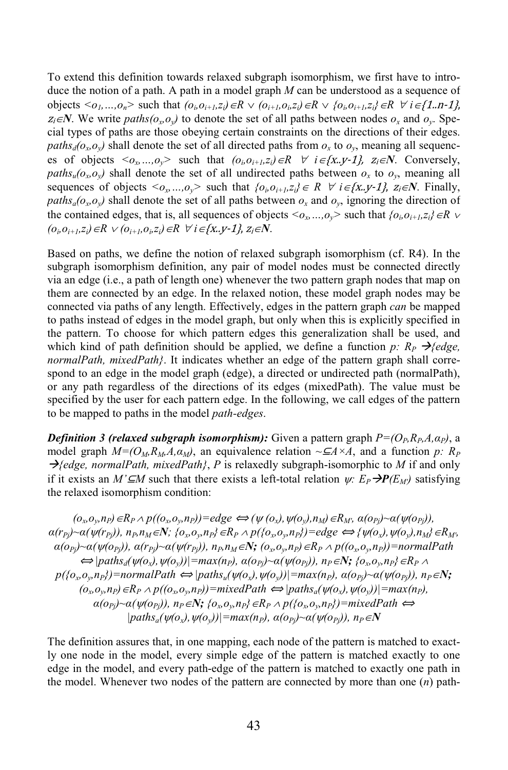To extend this definition towards relaxed subgraph isomorphism, we first have to introduce the notion of a path. A path in a model graph *M* can be understood as a sequence of objects $<o_1,\ldots,o_n>$ such that $(o_i,o_{i+1},z_i)\in R \vee (o_{i+1},o_i,z_i)\in R \vee \{o_i,o_{i+1},z_i\}\in R \;\; \forall i\in\{1..n\text{-}1\}$, $z_i\in\mathbf{N}$. We write $paths(o_x,o_y)$ to denote the set of all paths between nodes $o_x$ and $o_y$. Special types of paths are those obeying certain constraints on the directions of their edges. $paths_d(o_x,o_y)$ shall denote the set of all directed paths from $o_x$ to $o_y$, meaning all sequences of objects $<o_x,\ldots,o_y>$ such that $(o_i,o_{i+1},z_i)\in R \;\; \forall \;\; i\in\{x..y\text{-}1\}$, $z_i\in\mathbf{N}$. Conversely, $paths_u(o_x,o_y)$ shall denote the set of all undirected paths between $o_x$ to $o_y$, meaning all sequences of objects $<o_x,\ldots,o_y>$ such that $\{o_i,o_{i+1},z_i\}\in R \;\; \forall \; i\in\{x..y\text{-}1\}$, $z_i\in\mathbf{N}$. Finally, $paths_a(o_x,o_y)$ shall denote the set of all paths between $o_x$ and $o_y$, ignoring the direction of the contained edges, that is, all sequences of objects $<o_x,\ldots,o_y>$ such that $\{o_i,o_{i+1},z_i\}\in R \vee (o_i,o_{i+1},z_i)\in R \vee (o_{i+1},o_i,z_i)\in R \;\; \forall i\in\{x..y\text{-}1\}$, $z_i\in\mathbf{N}$.

Based on paths, we define the notion of relaxed subgraph isomorphism (cf. R4). In the subgraph isomorphism definition, any pair of model nodes must be connected directly via an edge (i.e., a path of length one) whenever the two pattern graph nodes that map on them are connected by an edge. In the relaxed notion, these model graph nodes may be connected via paths of any length. Effectively, edges in the pattern graph *can* be mapped to paths instead of edges in the model graph, but only when this is explicitly specified in the pattern. To choose for which pattern edges this generalization shall be used, and which kind of path definition should be applied, we define a function $p\colon R_P \rightarrow \{edge, normalPath, mixedPath\}$. It indicates whether an edge of the pattern graph shall correspond to an edge in the model graph (edge), a directed or undirected path (normalPath), or any path regardless of the directions of its edges (mixedPath). The value must be specified by the user for each pattern edge. In the following, we call edges of the pattern to be mapped to paths in the model *path-edges*.

***Definition 3 (relaxed subgraph isomorphism):*** Given a pattern graph $P=(O_P,R_P,A,\alpha_P)$, a model graph $M=(O_M,R_M,A,\alpha_M)$, an equivalence relation $\sim\subseteq A\times A$, and a function $p\colon R_P \rightarrow \{edge, normalPath, mixedPath\}$, *P* is relaxedly subgraph-isomorphic to *M* if and only if it exists an $M'\subseteq M$ such that there exists a left-total relation $\psi\colon E_P \rightarrow \boldsymbol{P}(E_{M'})$ satisfying the relaxed isomorphism condition:

$$
\begin{gathered}
(o_x,o_y,n_P)\in R_P \wedge p((o_x,o_y,n_P))=edge \Leftrightarrow (\psi(o_x),\psi(o_y),n_M)\in R_{M'},\ \alpha(o_{Pj})\sim\alpha(\psi(o_{Pj})),\\
\alpha(r_{Pj})\sim\alpha(\psi(r_{Pj})),\ n_P,n_M\in\mathbf{N};\ \{o_x,o_y,n_P\}\in R_P \wedge p(\{o_x,o_y,n_P\})=edge \Leftrightarrow \{\psi(o_x),\psi(o_y),n_M\}\in R_{M'},\\
\alpha(o_{Pj})\sim\alpha(\psi(o_{Pj})),\ \alpha(r_{Pj})\sim\alpha(\psi(r_{Pj})),\ n_P,n_M\in\mathbf{N};\ (o_x,o_y,n_P)\in R_P \wedge p((o_x,o_y,n_P))=normalPath\\
\Leftrightarrow |paths_d(\psi(o_x),\psi(o_y))|=max(n_P),\ \alpha(o_{Pj})\sim\alpha(\psi(o_{Pj})),\ n_P\in\mathbf{N};\ \{o_x,o_y,n_P\}\in R_P \wedge\\
p(\{o_x,o_y,n_P\})=normalPath \Leftrightarrow |paths_u(\psi(o_x),\psi(o_y))|=max(n_P),\ \alpha(o_{Pj})\sim\alpha(\psi(o_{Pj})),\ n_P\in\mathbf{N};\\
(o_x,o_y,n_P)\in R_P \wedge p((o_x,o_y,n_P))=mixedPath \Leftrightarrow |paths_a(\psi(o_x),\psi(o_y))|=max(n_P),\\
\alpha(o_{Pj})\sim\alpha(\psi(o_{Pj})),\ n_P\in\mathbf{N};\ \{o_x,o_y,n_P\}\in R_P \wedge p(\{o_x,o_y,n_P\})=mixedPath \Leftrightarrow\\
|paths_a(\psi(o_x),\psi(o_y))|=max(n_P),\ \alpha(o_{Pj})\sim\alpha(\psi(o_{Pj})),\ n_P\in\mathbf{N}
\end{gathered}
$$

The definition assures that, in one mapping, each node of the pattern is matched to exactly one node in the model, every simple edge of the pattern is matched exactly to one edge in the model, and every path-edge of the pattern is matched to exactly one path in the model. Whenever two nodes of the pattern are connected by more than one (*n*) path-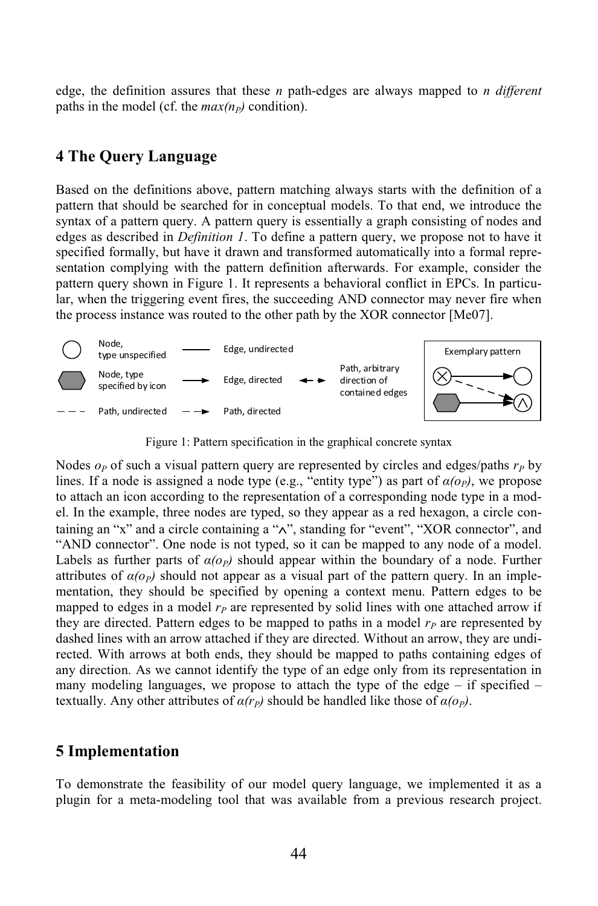edge, the definition assures that these *n* path-edges are always mapped to *n different* paths in the model (cf. the $max(n_P)$ condition).

## 4 The Query Language

Based on the definitions above, pattern matching always starts with the definition of a pattern that should be searched for in conceptual models. To that end, we introduce the syntax of a pattern query. A pattern query is essentially a graph consisting of nodes and edges as described in *Definition 1*. To define a pattern query, we propose not to have it specified formally, but have it drawn and transformed automatically into a formal representation complying with the pattern definition afterwards. For example, consider the pattern query shown in Figure 1. It represents a behavioral conflict in EPCs. In particular, when the triggering event fires, the succeeding AND connector may never fire when the process instance was routed to the other path by the XOR connector [Me07].

Figure 1: Pattern specification in the graphical concrete syntax

Nodes $o_P$ of such a visual pattern query are represented by circles and edges/paths $r_P$ by lines. If a node is assigned a node type (e.g., "entity type") as part of $\alpha(o_P)$, we propose to attach an icon according to the representation of a corresponding node type in a model. In the example, three nodes are typed, so they appear as a red hexagon, a circle containing an "x" and a circle containing a "$\wedge$", standing for "event", "XOR connector", and "AND connector". One node is not typed, so it can be mapped to any node of a model. Labels as further parts of $\alpha(o_P)$ should appear within the boundary of a node. Further attributes of $\alpha(o_P)$ should not appear as a visual part of the pattern query. In an implementation, they should be specified by opening a context menu. Pattern edges to be mapped to edges in a model $r_P$ are represented by solid lines with one attached arrow if they are directed. Pattern edges to be mapped to paths in a model $r_P$ are represented by dashed lines with an arrow attached if they are directed. Without an arrow, they are undirected. With arrows at both ends, they should be mapped to paths containing edges of any direction. As we cannot identify the type of an edge only from its representation in many modeling languages, we propose to attach the type of the edge – if specified – textually. Any other attributes of $\alpha(r_P)$ should be handled like those of $\alpha(o_P)$.

## 5 Implementation

To demonstrate the feasibility of our model query language, we implemented it as a plugin for a meta-modeling tool that was available from a previous research project.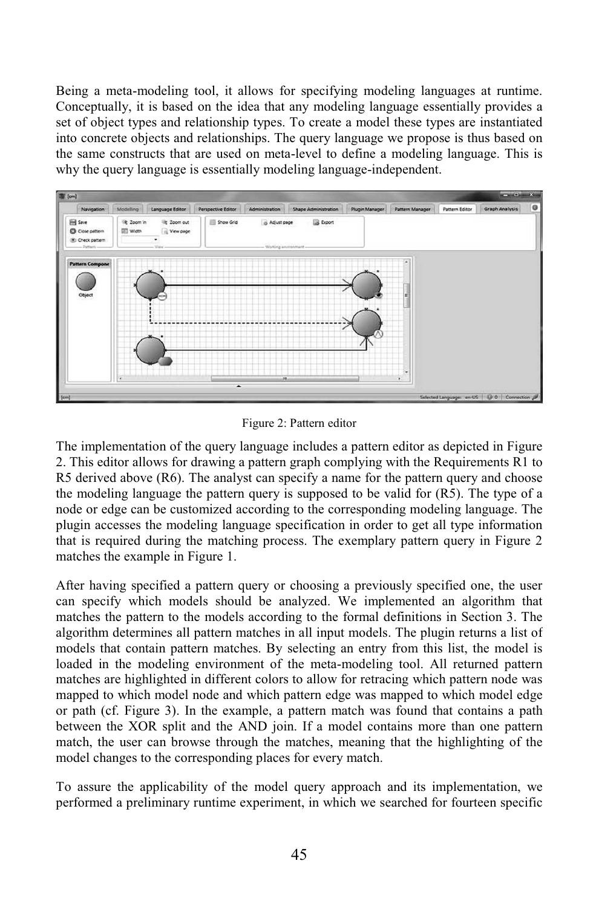Being a meta-modeling tool, it allows for specifying modeling languages at runtime. Conceptually, it is based on the idea that any modeling language essentially provides a set of object types and relationship types. To create a model these types are instantiated into concrete objects and relationships. The query language we propose is thus based on the same constructs that are used on meta-level to define a modeling language. This is why the query language is essentially modeling language-independent.

Figure 2: Pattern editor

The implementation of the query language includes a pattern editor as depicted in Figure 2. This editor allows for drawing a pattern graph complying with the Requirements R1 to R5 derived above (R6). The analyst can specify a name for the pattern query and choose the modeling language the pattern query is supposed to be valid for (R5). The type of a node or edge can be customized according to the corresponding modeling language. The plugin accesses the modeling language specification in order to get all type information that is required during the matching process. The exemplary pattern query in Figure 2 matches the example in Figure 1.

After having specified a pattern query or choosing a previously specified one, the user can specify which models should be analyzed. We implemented an algorithm that matches the pattern to the models according to the formal definitions in Section 3. The algorithm determines all pattern matches in all input models. The plugin returns a list of models that contain pattern matches. By selecting an entry from this list, the model is loaded in the modeling environment of the meta-modeling tool. All returned pattern matches are highlighted in different colors to allow for retracing which pattern node was mapped to which model node and which pattern edge was mapped to which model edge or path (cf. Figure 3). In the example, a pattern match was found that contains a path between the XOR split and the AND join. If a model contains more than one pattern match, the user can browse through the matches, meaning that the highlighting of the model changes to the corresponding places for every match.

To assure the applicability of the model query approach and its implementation, we performed a preliminary runtime experiment, in which we searched for fourteen specific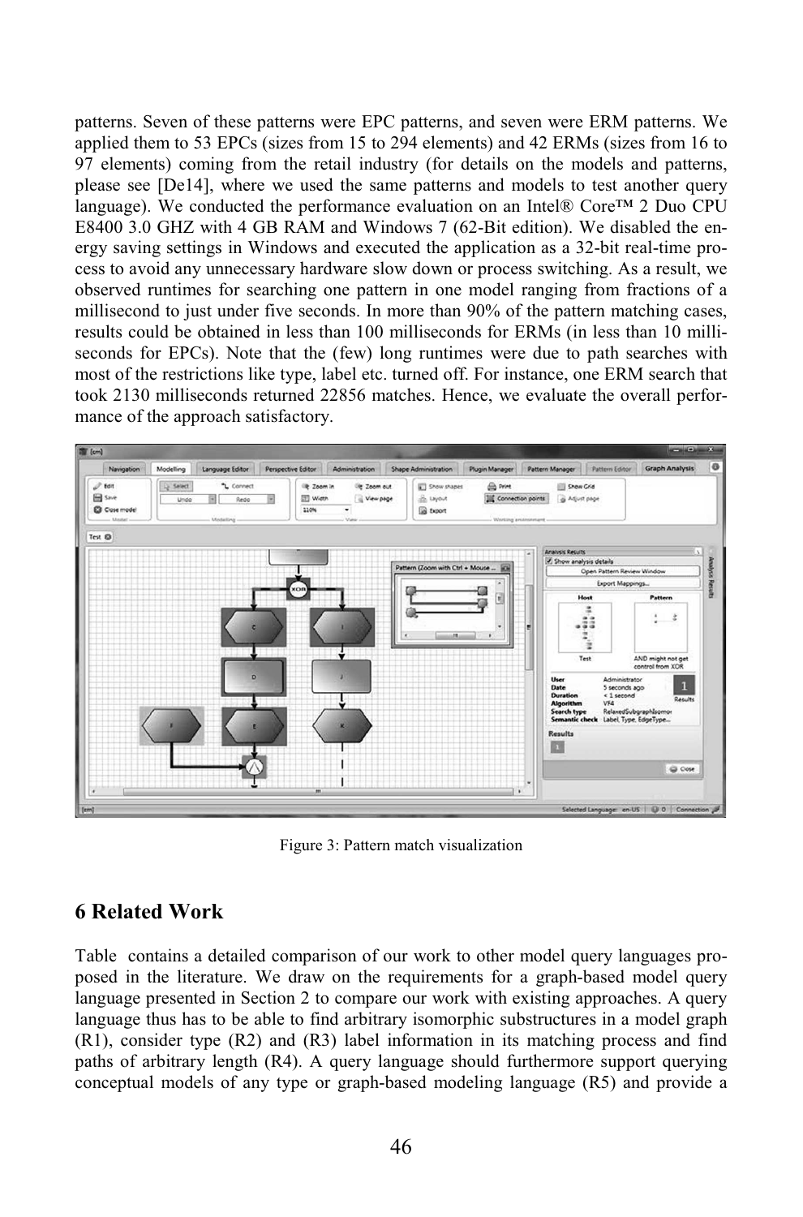patterns. Seven of these patterns were EPC patterns, and seven were ERM patterns. We applied them to 53 EPCs (sizes from 15 to 294 elements) and 42 ERMs (sizes from 16 to 97 elements) coming from the retail industry (for details on the models and patterns, please see [De14], where we used the same patterns and models to test another query language). We conducted the performance evaluation on an Intel® Core™ 2 Duo CPU E8400 3.0 GHZ with 4 GB RAM and Windows 7 (62-Bit edition). We disabled the energy saving settings in Windows and executed the application as a 32-bit real-time process to avoid any unnecessary hardware slow down or process switching. As a result, we observed runtimes for searching one pattern in one model ranging from fractions of a millisecond to just under five seconds. In more than 90% of the pattern matching cases, results could be obtained in less than 100 milliseconds for ERMs (in less than 10 milliseconds for EPCs). Note that the (few) long runtimes were due to path searches with most of the restrictions like type, label etc. turned off. For instance, one ERM search that took 2130 milliseconds returned 22856 matches. Hence, we evaluate the overall performance of the approach satisfactory.

Figure 3: Pattern match visualization

## 6 Related Work

Table contains a detailed comparison of our work to other model query languages proposed in the literature. We draw on the requirements for a graph-based model query language presented in Section 2 to compare our work with existing approaches. A query language thus has to be able to find arbitrary isomorphic substructures in a model graph (R1), consider type (R2) and (R3) label information in its matching process and find paths of arbitrary length (R4). A query language should furthermore support querying conceptual models of any type or graph-based modeling language (R5) and provide a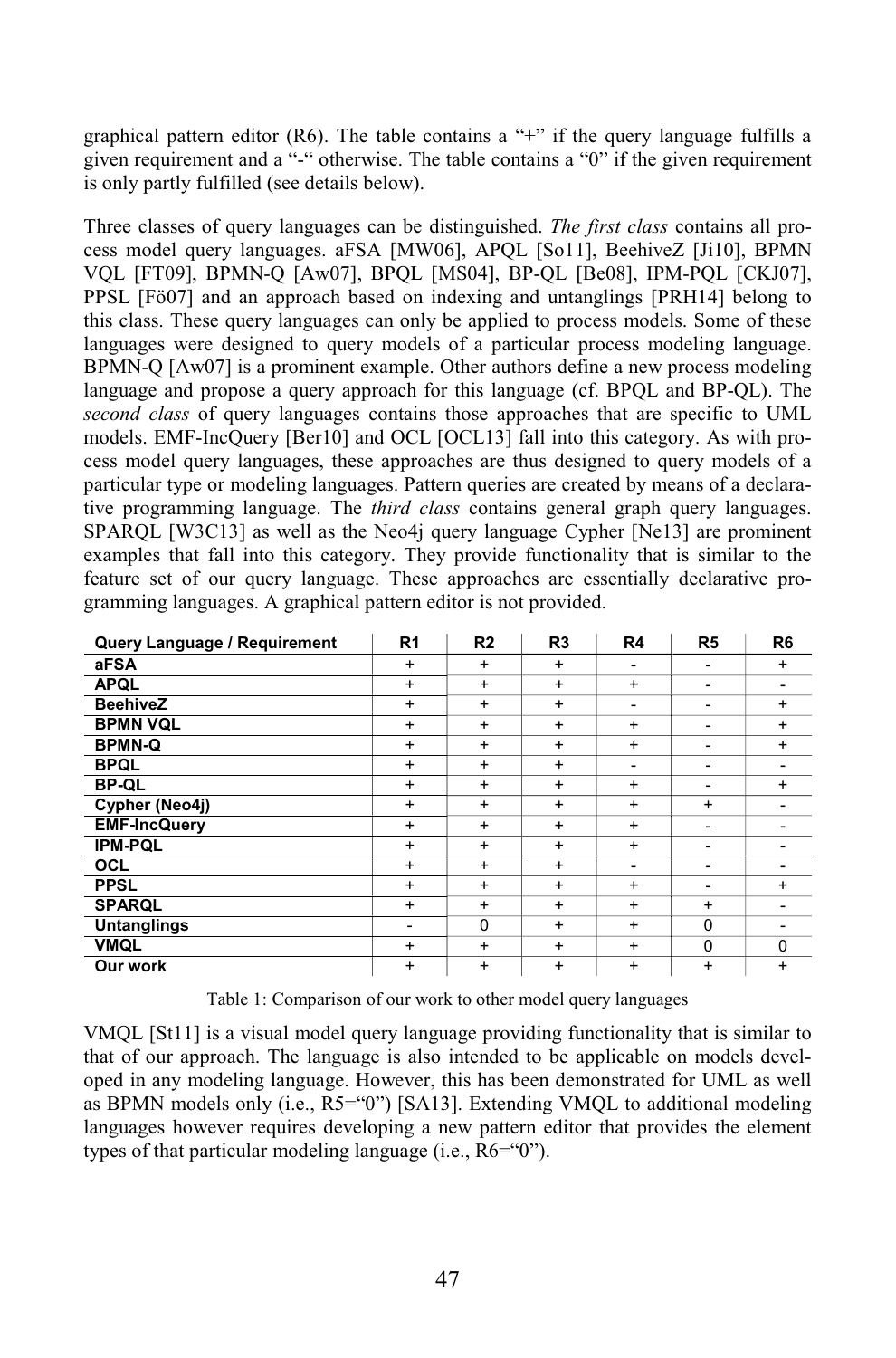graphical pattern editor (R6). The table contains a "+" if the query language fulfills a given requirement and a "-" otherwise. The table contains a "0" if the given requirement is only partly fulfilled (see details below).

Three classes of query languages can be distinguished. *The first class* contains all process model query languages. aFSA [MW06], APQL [So11], BeehiveZ [Ji10], BPMN VQL [FT09], BPMN-Q [Aw07], BPQL [MS04], BP-QL [Be08], IPM-PQL [CKJ07], PPSL [Fö07] and an approach based on indexing and untanglings [PRH14] belong to this class. These query languages can only be applied to process models. Some of these languages were designed to query models of a particular process modeling language. BPMN-Q [Aw07] is a prominent example. Other authors define a new process modeling language and propose a query approach for this language (cf. BPQL and BP-QL). The *second class* of query languages contains those approaches that are specific to UML models. EMF-IncQuery [Ber10] and OCL [OCL13] fall into this category. As with process model query languages, these approaches are thus designed to query models of a particular type or modeling languages. Pattern queries are created by means of a declarative programming language. The *third class* contains general graph query languages. SPARQL [W3C13] as well as the Neo4j query language Cypher [Ne13] are prominent examples that fall into this category. They provide functionality that is similar to the feature set of our query language. These approaches are essentially declarative programming languages. A graphical pattern editor is not provided.

| Query Language / Requirement | R1 | R2 | R3 | R4 | R5 | R6 |
|---|---|---|---|---|---|---|
| aFSA | + | + | + | - | - | + |
| APQL | + | + | + | + | - | - |
| BeehiveZ | + | + | + | - | - | + |
| BPMN VQL | + | + | + | + | - | + |
| BPMN-Q | + | + | + | + | - | + |
| BPQL | + | + | + | - | - | - |
| BP-QL | + | + | + | + | - | + |
| Cypher (Neo4j) | + | + | + | + | + | - |
| EMF-IncQuery | + | + | + | + | - | - |
| IPM-PQL | + | + | + | + | - | - |
| OCL | + | + | + | - | - | - |
| PPSL | + | + | + | + | - | + |
| SPARQL | + | + | + | + | + | - |
| Untanglings | - | 0 | + | + | 0 | - |
| VMQL | + | + | + | + | 0 | 0 |
| Our work | + | + | + | + | + | + |

Table 1: Comparison of our work to other model query languages

VMQL [St11] is a visual model query language providing functionality that is similar to that of our approach. The language is also intended to be applicable on models developed in any modeling language. However, this has been demonstrated for UML as well as BPMN models only (i.e., R5="0") [SA13]. Extending VMQL to additional modeling languages however requires developing a new pattern editor that provides the element types of that particular modeling language (i.e., R6="0").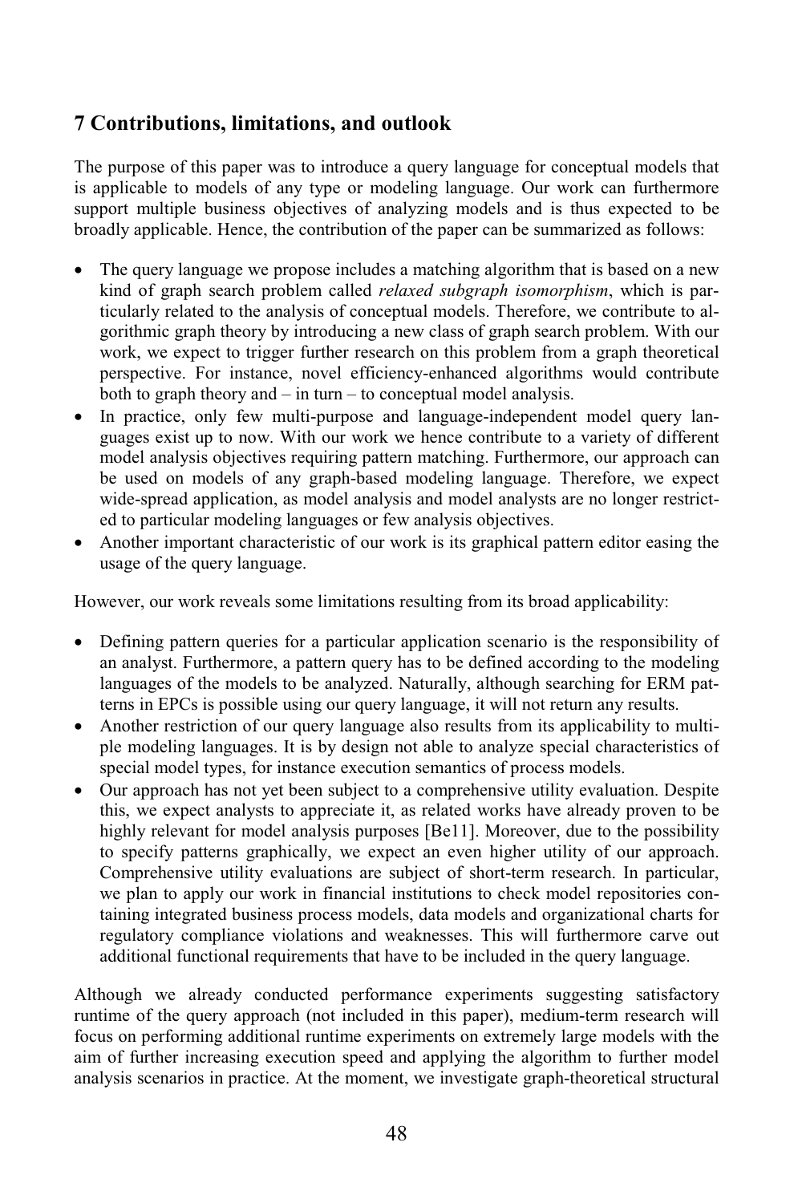## 7 Contributions, limitations, and outlook

The purpose of this paper was to introduce a query language for conceptual models that is applicable to models of any type or modeling language. Our work can furthermore support multiple business objectives of analyzing models and is thus expected to be broadly applicable. Hence, the contribution of the paper can be summarized as follows:

- The query language we propose includes a matching algorithm that is based on a new kind of graph search problem called *relaxed subgraph isomorphism*, which is particularly related to the analysis of conceptual models. Therefore, we contribute to algorithmic graph theory by introducing a new class of graph search problem. With our work, we expect to trigger further research on this problem from a graph theoretical perspective. For instance, novel efficiency-enhanced algorithms would contribute both to graph theory and – in turn – to conceptual model analysis.
- In practice, only few multi-purpose and language-independent model query languages exist up to now. With our work we hence contribute to a variety of different model analysis objectives requiring pattern matching. Furthermore, our approach can be used on models of any graph-based modeling language. Therefore, we expect wide-spread application, as model analysis and model analysts are no longer restricted to particular modeling languages or few analysis objectives.
- Another important characteristic of our work is its graphical pattern editor easing the usage of the query language.

However, our work reveals some limitations resulting from its broad applicability:

- Defining pattern queries for a particular application scenario is the responsibility of an analyst. Furthermore, a pattern query has to be defined according to the modeling languages of the models to be analyzed. Naturally, although searching for ERM patterns in EPCs is possible using our query language, it will not return any results.
- Another restriction of our query language also results from its applicability to multiple modeling languages. It is by design not able to analyze special characteristics of special model types, for instance execution semantics of process models.
- Our approach has not yet been subject to a comprehensive utility evaluation. Despite this, we expect analysts to appreciate it, as related works have already proven to be highly relevant for model analysis purposes [Be11]. Moreover, due to the possibility to specify patterns graphically, we expect an even higher utility of our approach. Comprehensive utility evaluations are subject of short-term research. In particular, we plan to apply our work in financial institutions to check model repositories containing integrated business process models, data models and organizational charts for regulatory compliance violations and weaknesses. This will furthermore carve out additional functional requirements that have to be included in the query language.

Although we already conducted performance experiments suggesting satisfactory runtime of the query approach (not included in this paper), medium-term research will focus on performing additional runtime experiments on extremely large models with the aim of further increasing execution speed and applying the algorithm to further model analysis scenarios in practice. At the moment, we investigate graph-theoretical structural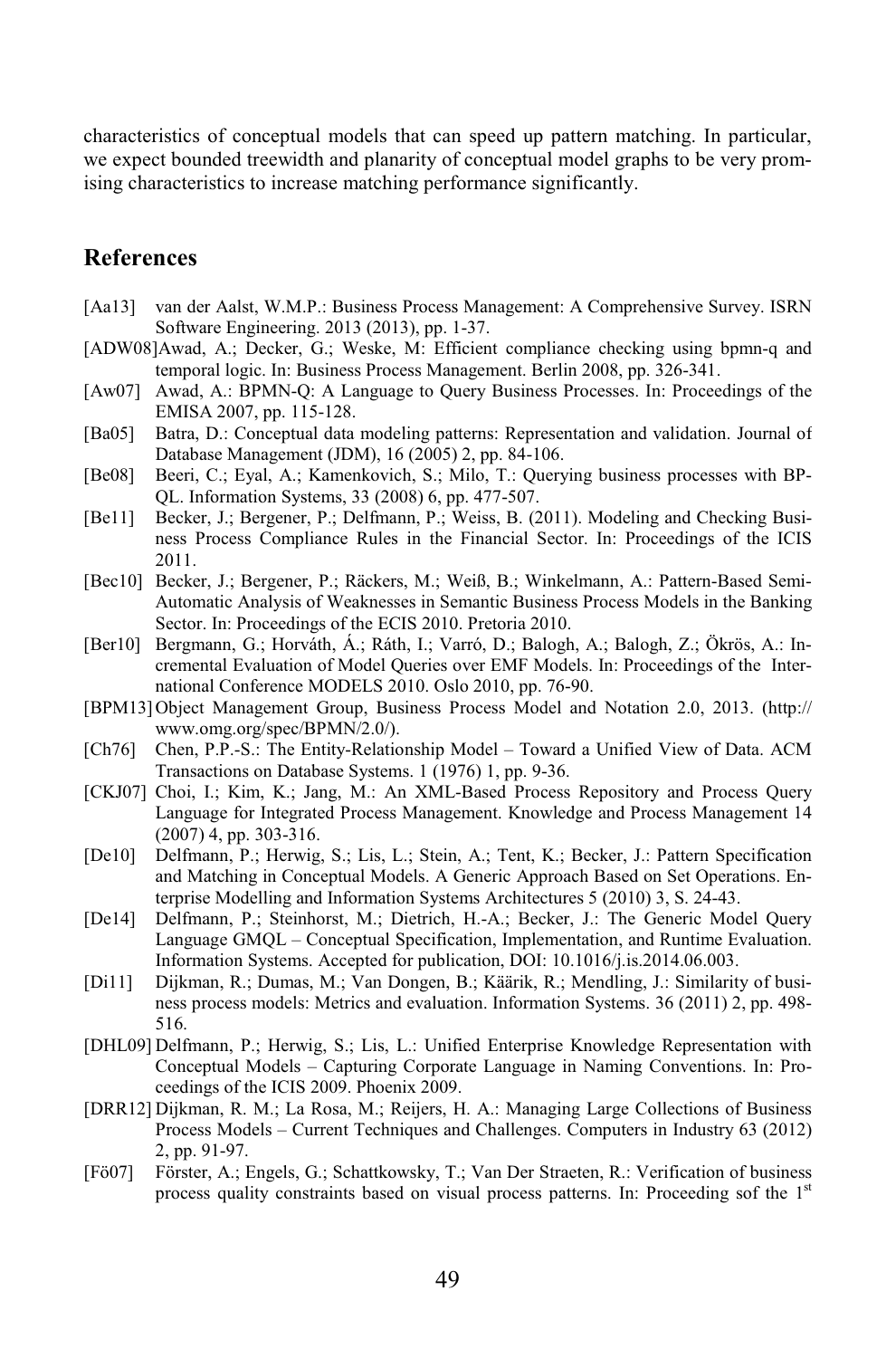characteristics of conceptual models that can speed up pattern matching. In particular, we expect bounded treewidth and planarity of conceptual model graphs to be very promising characteristics to increase matching performance significantly.

## References

[Aa13] van der Aalst, W.M.P.: Business Process Management: A Comprehensive Survey. ISRN Software Engineering. 2013 (2013), pp. 1-37.

[ADW08] Awad, A.; Decker, G.; Weske, M: Efficient compliance checking using bpmn-q and temporal logic. In: Business Process Management. Berlin 2008, pp. 326-341.

[Aw07] Awad, A.: BPMN-Q: A Language to Query Business Processes. In: Proceedings of the EMISA 2007, pp. 115-128.

[Ba05] Batra, D.: Conceptual data modeling patterns: Representation and validation. Journal of Database Management (JDM), 16 (2005) 2, pp. 84-106.

[Be08] Beeri, C.; Eyal, A.; Kamenkovich, S.; Milo, T.: Querying business processes with BP-QL. Information Systems, 33 (2008) 6, pp. 477-507.

[Be11] Becker, J.; Bergener, P.; Delfmann, P.; Weiss, B. (2011). Modeling and Checking Business Process Compliance Rules in the Financial Sector. In: Proceedings of the ICIS 2011.

[Bec10] Becker, J.; Bergener, P.; Räckers, M.; Weiß, B.; Winkelmann, A.: Pattern-Based Semi-Automatic Analysis of Weaknesses in Semantic Business Process Models in the Banking Sector. In: Proceedings of the ECIS 2010. Pretoria 2010.

[Ber10] Bergmann, G.; Horváth, Á.; Ráth, I.; Varró, D.; Balogh, A.; Balogh, Z.; Ökrös, A.: Incremental Evaluation of Model Queries over EMF Models. In: Proceedings of the International Conference MODELS 2010. Oslo 2010, pp. 76-90.

[BPM13] Object Management Group, Business Process Model and Notation 2.0, 2013. (http://www.omg.org/spec/BPMN/2.0/).

[Ch76] Chen, P.P.-S.: The Entity-Relationship Model – Toward a Unified View of Data. ACM Transactions on Database Systems. 1 (1976) 1, pp. 9-36.

[CKJ07] Choi, I.; Kim, K.; Jang, M.: An XML-Based Process Repository and Process Query Language for Integrated Process Management. Knowledge and Process Management 14 (2007) 4, pp. 303-316.

[De10] Delfmann, P.; Herwig, S.; Lis, L.; Stein, A.; Tent, K.; Becker, J.: Pattern Specification and Matching in Conceptual Models. A Generic Approach Based on Set Operations. Enterprise Modelling and Information Systems Architectures 5 (2010) 3, S. 24-43.

[De14] Delfmann, P.; Steinhorst, M.; Dietrich, H.-A.; Becker, J.: The Generic Model Query Language GMQL – Conceptual Specification, Implementation, and Runtime Evaluation. Information Systems. Accepted for publication, DOI: 10.1016/j.is.2014.06.003.

[Di11] Dijkman, R.; Dumas, M.; Van Dongen, B.; Käärik, R.; Mendling, J.: Similarity of business process models: Metrics and evaluation. Information Systems. 36 (2011) 2, pp. 498-516.

[DHL09] Delfmann, P.; Herwig, S.; Lis, L.: Unified Enterprise Knowledge Representation with Conceptual Models – Capturing Corporate Language in Naming Conventions. In: Proceedings of the ICIS 2009. Phoenix 2009.

[DRR12] Dijkman, R. M.; La Rosa, M.; Reijers, H. A.: Managing Large Collections of Business Process Models – Current Techniques and Challenges. Computers in Industry 63 (2012) 2, pp. 91-97.

[Fö07] Förster, A.; Engels, G.; Schattkowsky, T.; Van Der Straeten, R.: Verification of business process quality constraints based on visual process patterns. In: Proceeding sof the 1st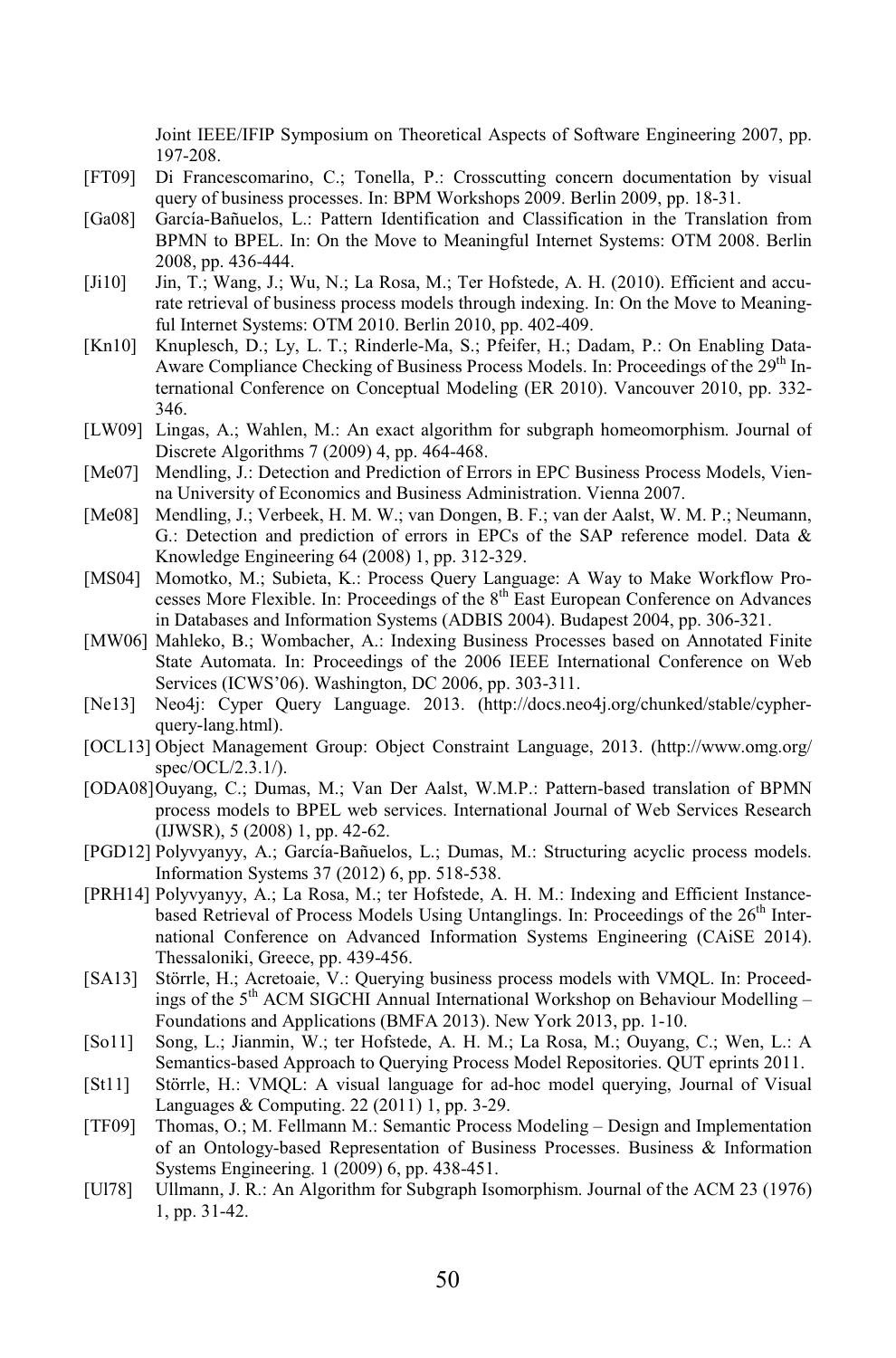Joint IEEE/IFIP Symposium on Theoretical Aspects of Software Engineering 2007, pp. 197-208.

[FT09] Di Francescomarino, C.; Tonella, P.: Crosscutting concern documentation by visual query of business processes. In: BPM Workshops 2009. Berlin 2009, pp. 18-31.

[Ga08] García-Bañuelos, L.: Pattern Identification and Classification in the Translation from BPMN to BPEL. In: On the Move to Meaningful Internet Systems: OTM 2008. Berlin 2008, pp. 436-444.

[Ji10] Jin, T.; Wang, J.; Wu, N.; La Rosa, M.; Ter Hofstede, A. H. (2010). Efficient and accurate retrieval of business process models through indexing. In: On the Move to Meaningful Internet Systems: OTM 2010. Berlin 2010, pp. 402-409.

[Kn10] Knuplesch, D.; Ly, L. T.; Rinderle-Ma, S.; Pfeifer, H.; Dadam, P.: On Enabling Data-Aware Compliance Checking of Business Process Models. In: Proceedings of the 29th International Conference on Conceptual Modeling (ER 2010). Vancouver 2010, pp. 332-346.

[LW09] Lingas, A.; Wahlen, M.: An exact algorithm for subgraph homeomorphism. Journal of Discrete Algorithms 7 (2009) 4, pp. 464-468.

[Me07] Mendling, J.: Detection and Prediction of Errors in EPC Business Process Models, Vienna University of Economics and Business Administration. Vienna 2007.

[Me08] Mendling, J.; Verbeek, H. M. W.; van Dongen, B. F.; van der Aalst, W. M. P.; Neumann, G.: Detection and prediction of errors in EPCs of the SAP reference model. Data & Knowledge Engineering 64 (2008) 1, pp. 312-329.

[MS04] Momotko, M.; Subieta, K.: Process Query Language: A Way to Make Workflow Processes More Flexible. In: Proceedings of the 8th East European Conference on Advances in Databases and Information Systems (ADBIS 2004). Budapest 2004, pp. 306-321.

[MW06] Mahleko, B.; Wombacher, A.: Indexing Business Processes based on Annotated Finite State Automata. In: Proceedings of the 2006 IEEE International Conference on Web Services (ICWS'06). Washington, DC 2006, pp. 303-311.

[Ne13] Neo4j: Cyper Query Language. 2013. (http://docs.neo4j.org/chunked/stable/cypher-query-lang.html).

[OCL13] Object Management Group: Object Constraint Language, 2013. (http://www.omg.org/spec/OCL/2.3.1/).

[ODA08] Ouyang, C.; Dumas, M.; Van Der Aalst, W.M.P.: Pattern-based translation of BPMN process models to BPEL web services. International Journal of Web Services Research (IJWSR), 5 (2008) 1, pp. 42-62.

[PGD12] Polyvyanyy, A.; García-Bañuelos, L.; Dumas, M.: Structuring acyclic process models. Information Systems 37 (2012) 6, pp. 518-538.

[PRH14] Polyvyanyy, A.; La Rosa, M.; ter Hofstede, A. H. M.: Indexing and Efficient Instance-based Retrieval of Process Models Using Untanglings. In: Proceedings of the 26th International Conference on Advanced Information Systems Engineering (CAiSE 2014). Thessaloniki, Greece, pp. 439-456.

[SA13] Störrle, H.; Acretoaie, V.: Querying business process models with VMQL. In: Proceedings of the 5th ACM SIGCHI Annual International Workshop on Behaviour Modelling – Foundations and Applications (BMFA 2013). New York 2013, pp. 1-10.

[So11] Song, L.; Jianmin, W.; ter Hofstede, A. H. M.; La Rosa, M.; Ouyang, C.; Wen, L.: A Semantics-based Approach to Querying Process Model Repositories. QUT eprints 2011.

[St11] Störrle, H.: VMQL: A visual language for ad-hoc model querying, Journal of Visual Languages & Computing. 22 (2011) 1, pp. 3-29.

[TF09] Thomas, O.; M. Fellmann M.: Semantic Process Modeling – Design and Implementation of an Ontology-based Representation of Business Processes. Business & Information Systems Engineering. 1 (2009) 6, pp. 438-451.

[Ul78] Ullmann, J. R.: An Algorithm for Subgraph Isomorphism. Journal of the ACM 23 (1976) 1, pp. 31-42.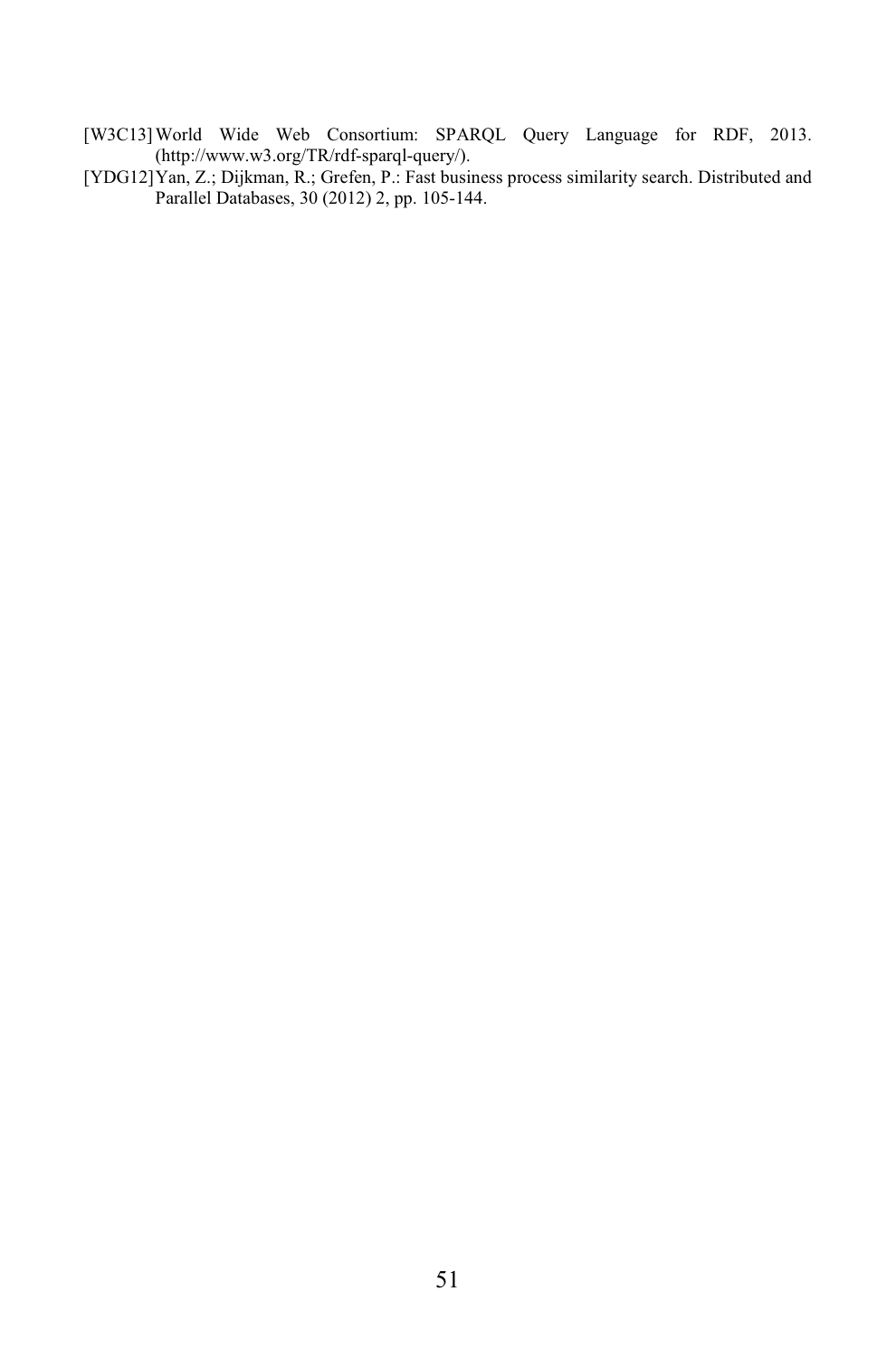[W3C13] World Wide Web Consortium: SPARQL Query Language for RDF, 2013. (http://www.w3.org/TR/rdf-sparql-query/).

[YDG12] Yan, Z.; Dijkman, R.; Grefen, P.: Fast business process similarity search. Distributed and Parallel Databases, 30 (2012) 2, pp. 105-144.